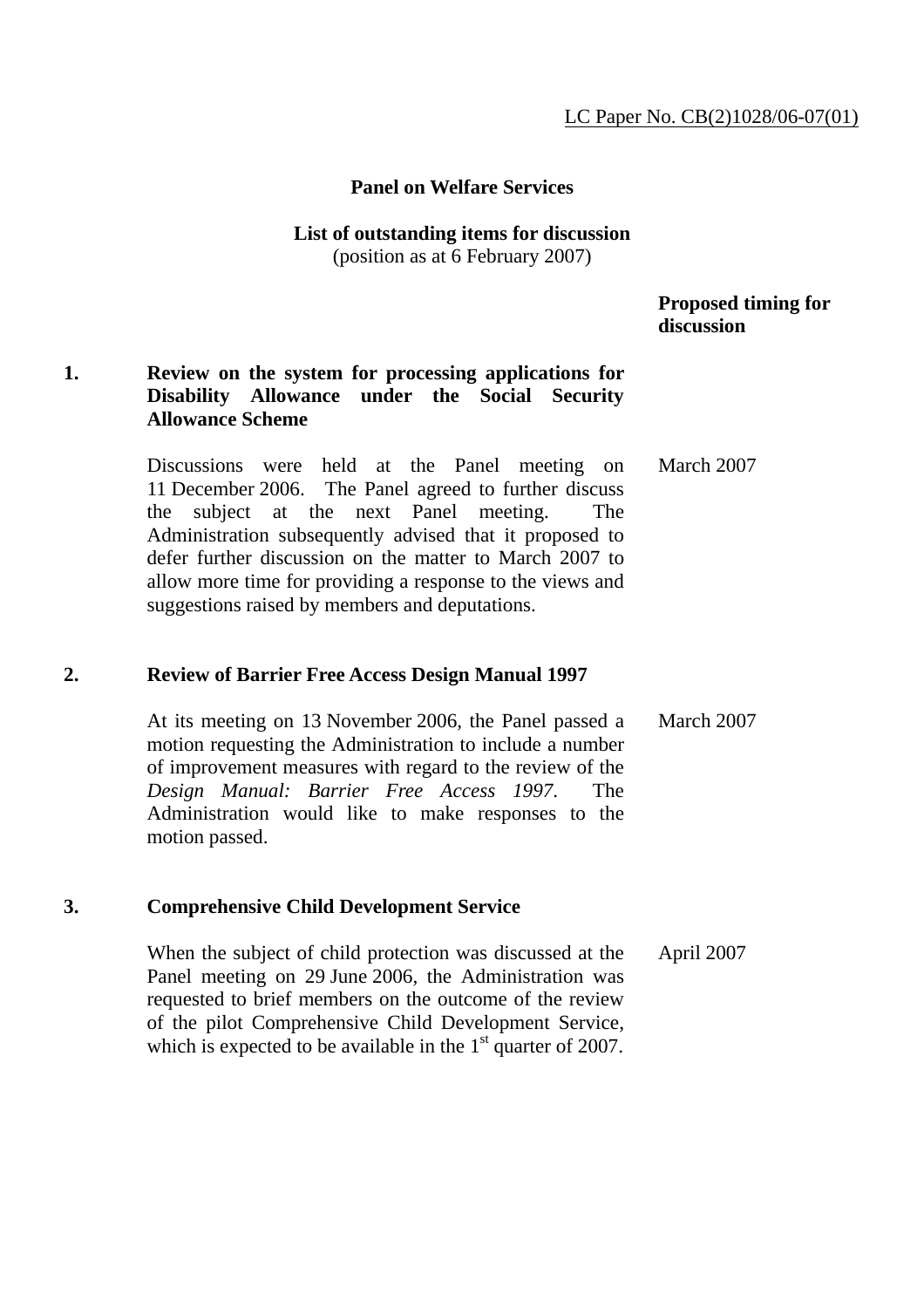LC Paper No. CB(2)1028/06-07(01)

**Panel on Welfare Services**

**List of outstanding items for discussion**
(position as at 6 February 2007)

| | | Proposed timing for discussion |
|---|---|---|
| **1.** | **Review on the system for processing applications for Disability Allowance under the Social Security Allowance Scheme** | |
| | Discussions were held at the Panel meeting on 11 December 2006. The Panel agreed to further discuss the subject at the next Panel meeting. The Administration subsequently advised that it proposed to defer further discussion on the matter to March 2007 to allow more time for providing a response to the views and suggestions raised by members and deputations. | March 2007 |
| **2.** | **Review of Barrier Free Access Design Manual 1997** | |
| | At its meeting on 13 November 2006, the Panel passed a motion requesting the Administration to include a number of improvement measures with regard to the review of the *Design Manual: Barrier Free Access 1997*. The Administration would like to make responses to the motion passed. | March 2007 |
| **3.** | **Comprehensive Child Development Service** | |
| | When the subject of child protection was discussed at the Panel meeting on 29 June 2006, the Administration was requested to brief members on the outcome of the review of the pilot Comprehensive Child Development Service, which is expected to be available in the 1st quarter of 2007. | April 2007 |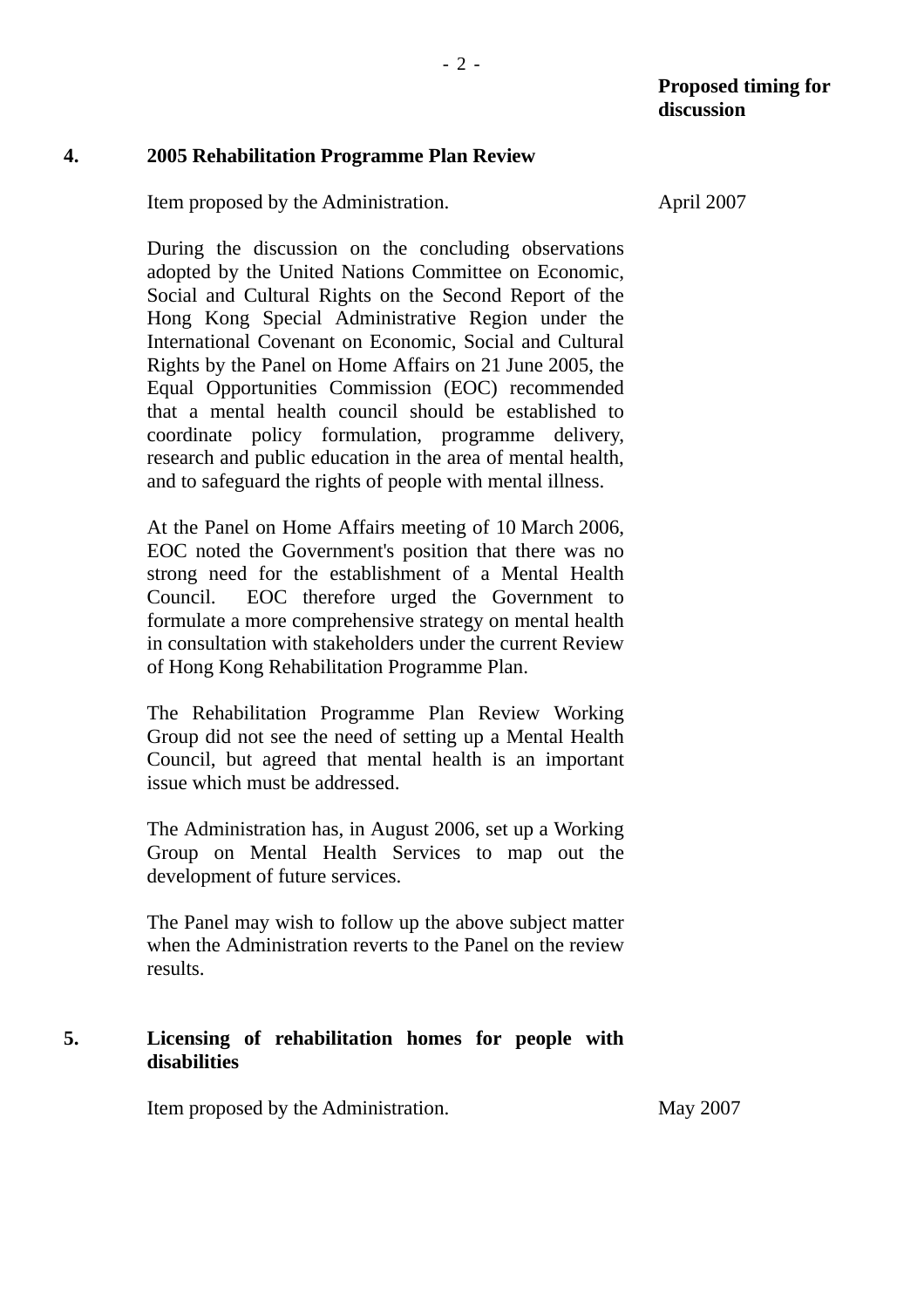**Proposed timing for discussion**

**4. 2005 Rehabilitation Programme Plan Review**

Item proposed by the Administration. — April 2007

During the discussion on the concluding observations adopted by the United Nations Committee on Economic, Social and Cultural Rights on the Second Report of the Hong Kong Special Administrative Region under the International Covenant on Economic, Social and Cultural Rights by the Panel on Home Affairs on 21 June 2005, the Equal Opportunities Commission (EOC) recommended that a mental health council should be established to coordinate policy formulation, programme delivery, research and public education in the area of mental health, and to safeguard the rights of people with mental illness.

At the Panel on Home Affairs meeting of 10 March 2006, EOC noted the Government's position that there was no strong need for the establishment of a Mental Health Council. EOC therefore urged the Government to formulate a more comprehensive strategy on mental health in consultation with stakeholders under the current Review of Hong Kong Rehabilitation Programme Plan.

The Rehabilitation Programme Plan Review Working Group did not see the need of setting up a Mental Health Council, but agreed that mental health is an important issue which must be addressed.

The Administration has, in August 2006, set up a Working Group on Mental Health Services to map out the development of future services.

The Panel may wish to follow up the above subject matter when the Administration reverts to the Panel on the review results.

**5. Licensing of rehabilitation homes for people with disabilities**

Item proposed by the Administration. — May 2007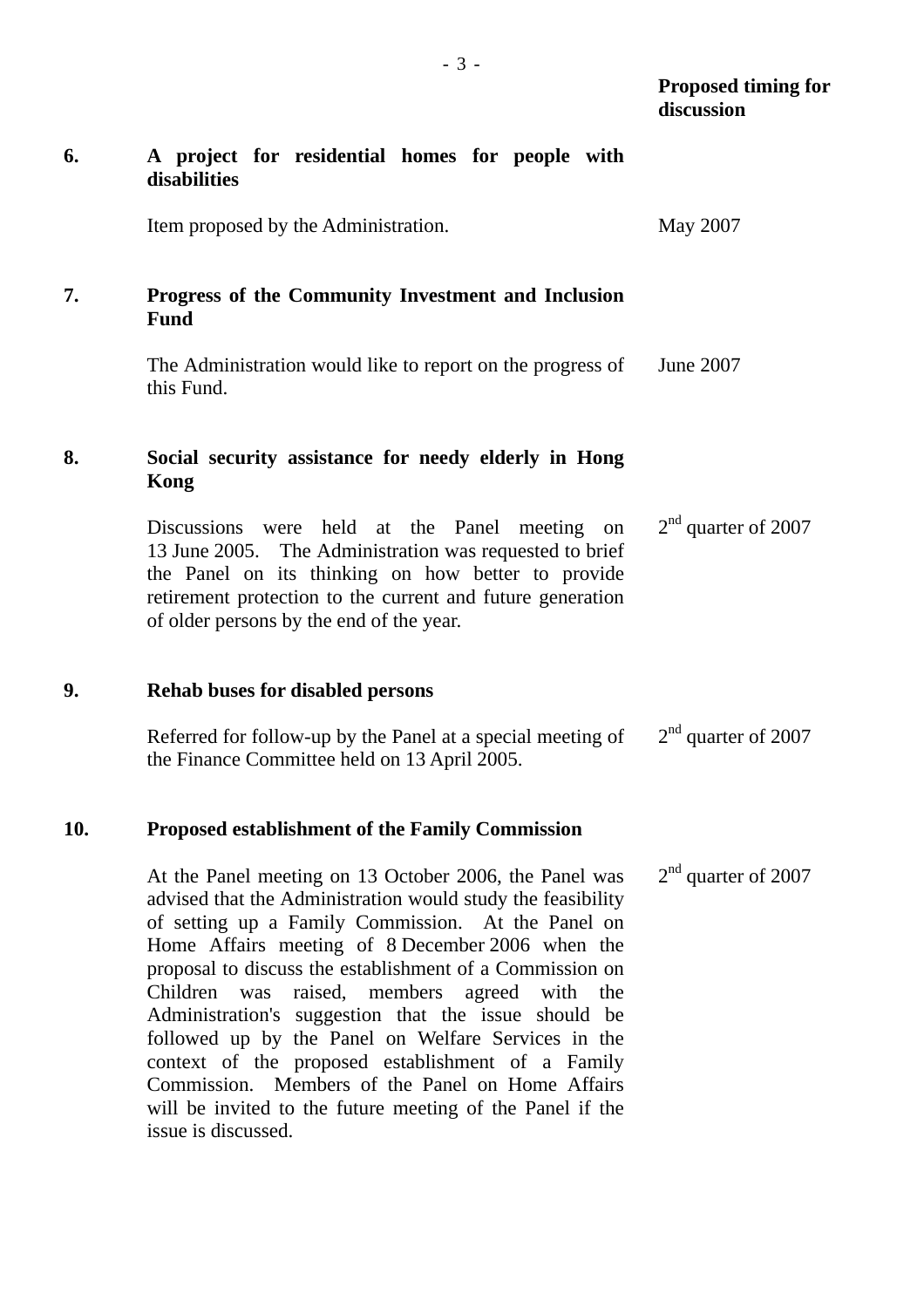| | | Proposed timing for discussion |
|---|---|---|
| **6.** | **A project for residential homes for people with disabilities** | |
| | Item proposed by the Administration. | May 2007 |
| **7.** | **Progress of the Community Investment and Inclusion Fund** | |
| | The Administration would like to report on the progress of this Fund. | June 2007 |
| **8.** | **Social security assistance for needy elderly in Hong Kong** | |
| | Discussions were held at the Panel meeting on 13 June 2005. The Administration was requested to brief the Panel on its thinking on how better to provide retirement protection to the current and future generation of older persons by the end of the year. | 2nd quarter of 2007 |
| **9.** | **Rehab buses for disabled persons** | |
| | Referred for follow-up by the Panel at a special meeting of the Finance Committee held on 13 April 2005. | 2nd quarter of 2007 |
| **10.** | **Proposed establishment of the Family Commission** | |
| | At the Panel meeting on 13 October 2006, the Panel was advised that the Administration would study the feasibility of setting up a Family Commission. At the Panel on Home Affairs meeting of 8 December 2006 when the proposal to discuss the establishment of a Commission on Children was raised, members agreed with the Administration's suggestion that the issue should be followed up by the Panel on Welfare Services in the context of the proposed establishment of a Family Commission. Members of the Panel on Home Affairs will be invited to the future meeting of the Panel if the issue is discussed. | 2nd quarter of 2007 |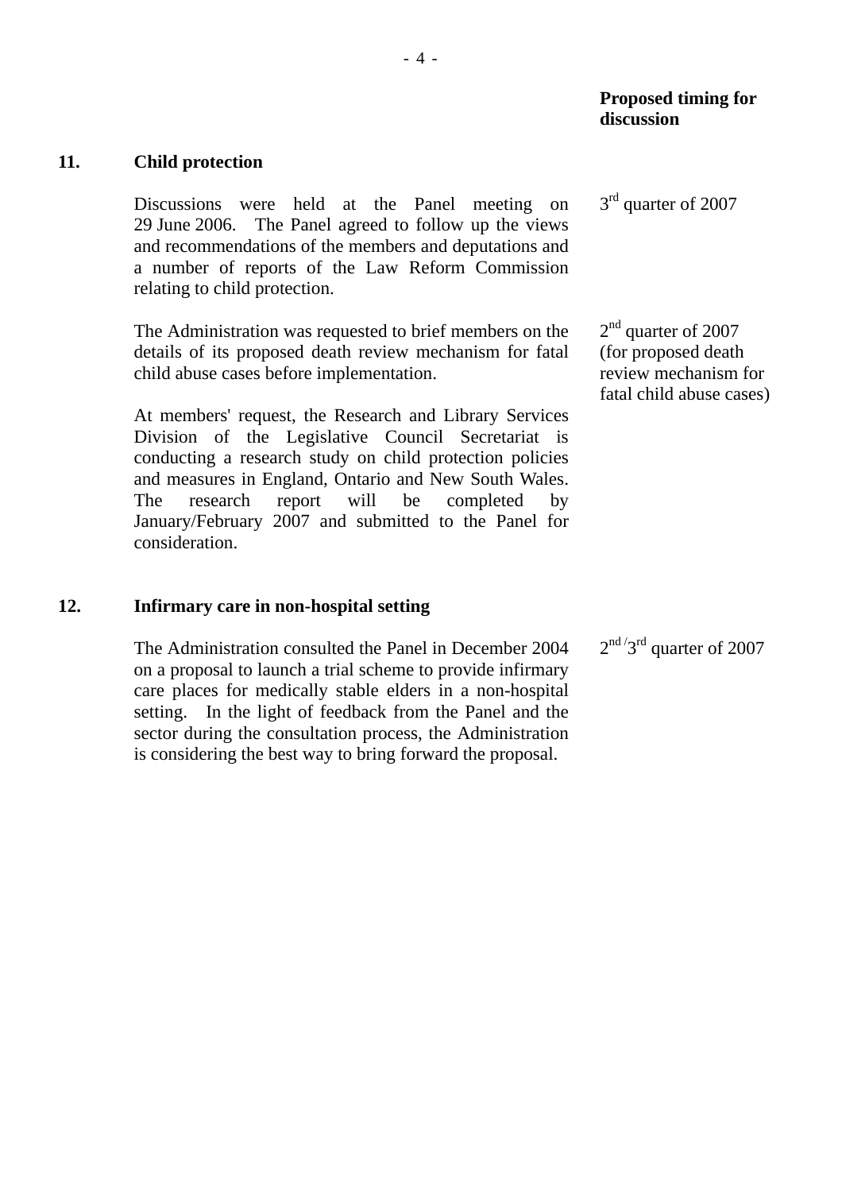| | | Proposed timing for discussion |
|---|---|---|
| **11.** | **Child protection** | |
| | Discussions were held at the Panel meeting on 29 June 2006. The Panel agreed to follow up the views and recommendations of the members and deputations and a number of reports of the Law Reform Commission relating to child protection. | 3rd quarter of 2007 |
| | The Administration was requested to brief members on the details of its proposed death review mechanism for fatal child abuse cases before implementation. | 2nd quarter of 2007 (for proposed death review mechanism for fatal child abuse cases) |
| | At members' request, the Research and Library Services Division of the Legislative Council Secretariat is conducting a research study on child protection policies and measures in England, Ontario and New South Wales. The research report will be completed by January/February 2007 and submitted to the Panel for consideration. | |
| **12.** | **Infirmary care in non-hospital setting** | |
| | The Administration consulted the Panel in December 2004 on a proposal to launch a trial scheme to provide infirmary care places for medically stable elders in a non-hospital setting. In the light of feedback from the Panel and the sector during the consultation process, the Administration is considering the best way to bring forward the proposal. | 2nd/3rd quarter of 2007 |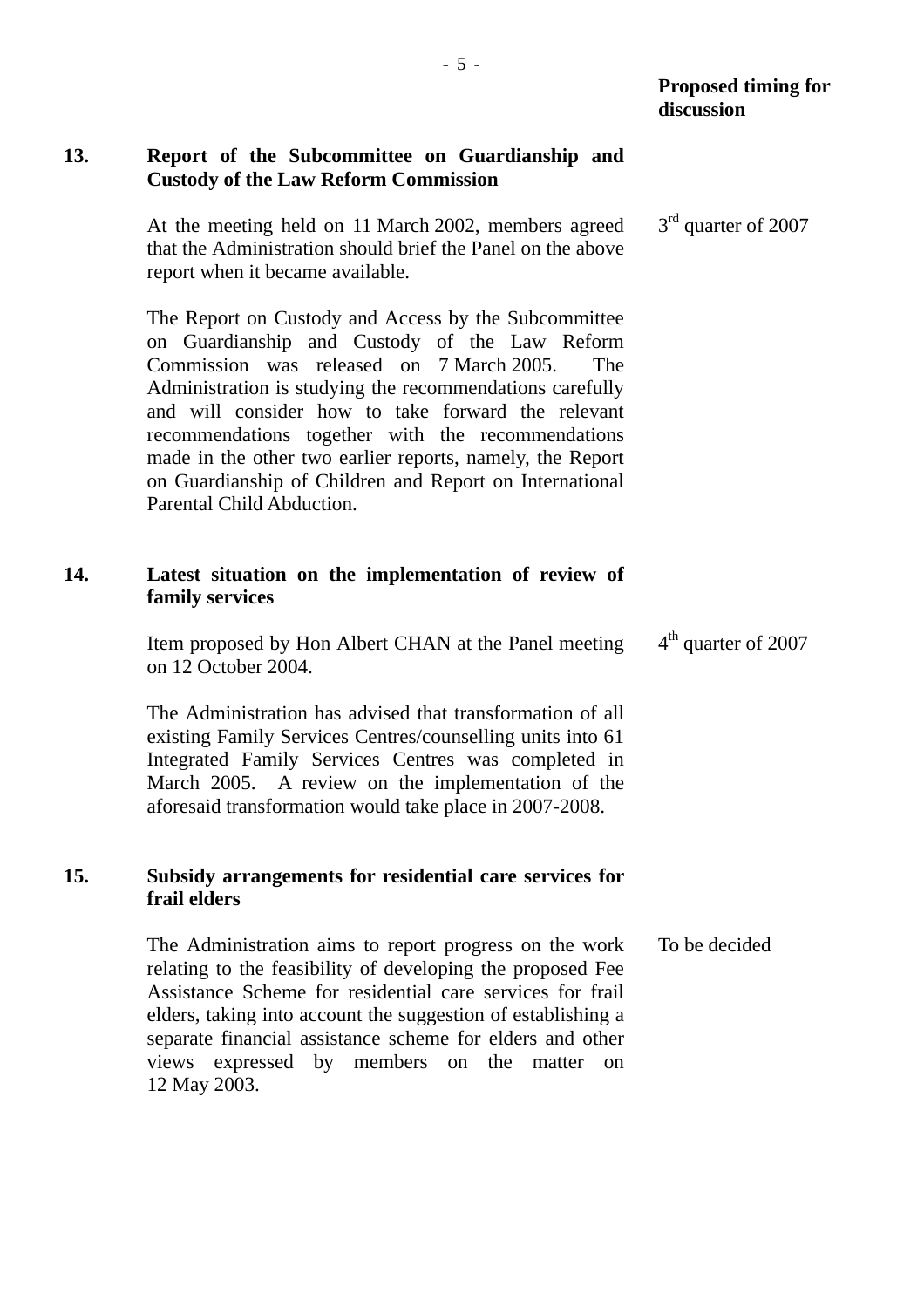**Proposed timing for discussion**

**13. Report of the Subcommittee on Guardianship and Custody of the Law Reform Commission**

At the meeting held on 11 March 2002, members agreed that the Administration should brief the Panel on the above report when it became available. — 3rd quarter of 2007

The Report on Custody and Access by the Subcommittee on Guardianship and Custody of the Law Reform Commission was released on 7 March 2005. The Administration is studying the recommendations carefully and will consider how to take forward the relevant recommendations together with the recommendations made in the other two earlier reports, namely, the Report on Guardianship of Children and Report on International Parental Child Abduction.

**14. Latest situation on the implementation of review of family services**

Item proposed by Hon Albert CHAN at the Panel meeting on 12 October 2004. — 4th quarter of 2007

The Administration has advised that transformation of all existing Family Services Centres/counselling units into 61 Integrated Family Services Centres was completed in March 2005. A review on the implementation of the aforesaid transformation would take place in 2007-2008.

**15. Subsidy arrangements for residential care services for frail elders**

The Administration aims to report progress on the work relating to the feasibility of developing the proposed Fee Assistance Scheme for residential care services for frail elders, taking into account the suggestion of establishing a separate financial assistance scheme for elders and other views expressed by members on the matter on 12 May 2003. — To be decided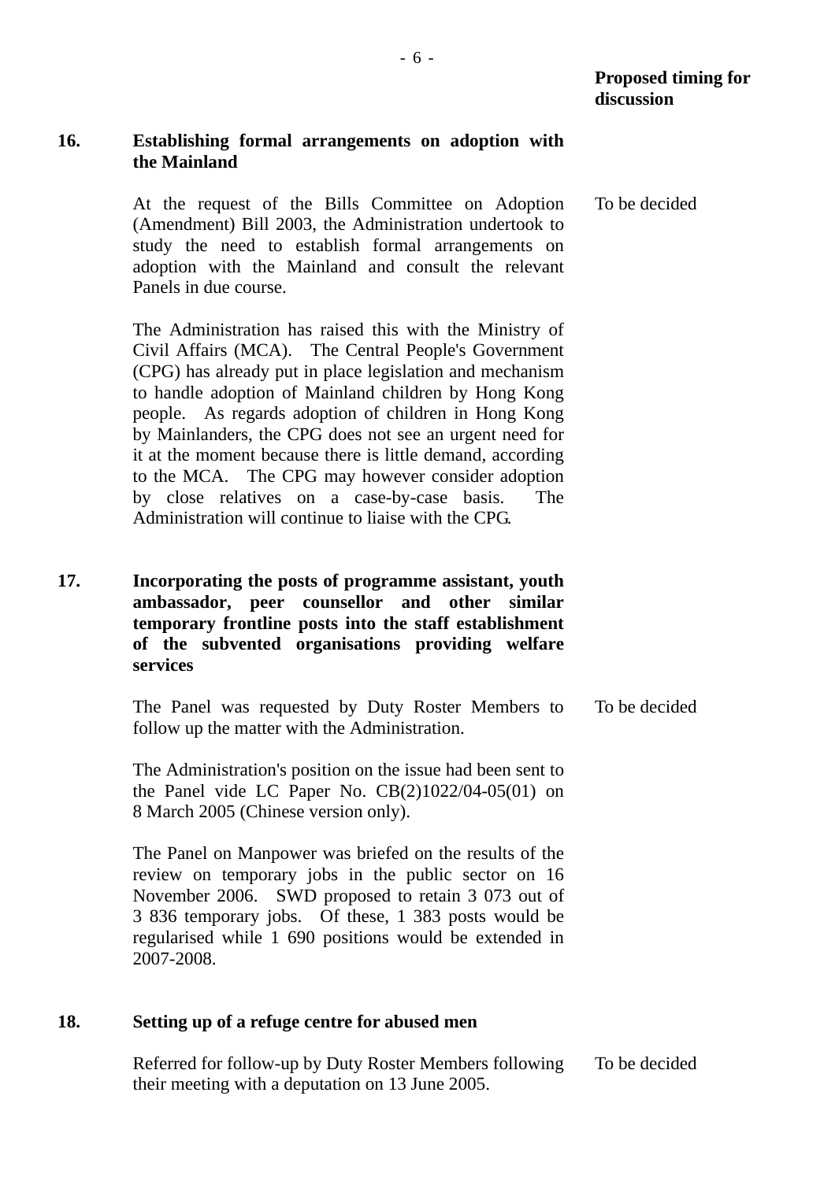**Proposed timing for discussion**

**16. Establishing formal arrangements on adoption with the Mainland**

At the request of the Bills Committee on Adoption (Amendment) Bill 2003, the Administration undertook to study the need to establish formal arrangements on adoption with the Mainland and consult the relevant Panels in due course. — To be decided

The Administration has raised this with the Ministry of Civil Affairs (MCA). The Central People's Government (CPG) has already put in place legislation and mechanism to handle adoption of Mainland children by Hong Kong people. As regards adoption of children in Hong Kong by Mainlanders, the CPG does not see an urgent need for it at the moment because there is little demand, according to the MCA. The CPG may however consider adoption by close relatives on a case-by-case basis. The Administration will continue to liaise with the CPG.

**17. Incorporating the posts of programme assistant, youth ambassador, peer counsellor and other similar temporary frontline posts into the staff establishment of the subvented organisations providing welfare services**

The Panel was requested by Duty Roster Members to follow up the matter with the Administration. — To be decided

The Administration's position on the issue had been sent to the Panel vide LC Paper No. CB(2)1022/04-05(01) on 8 March 2005 (Chinese version only).

The Panel on Manpower was briefed on the results of the review on temporary jobs in the public sector on 16 November 2006. SWD proposed to retain 3 073 out of 3 836 temporary jobs. Of these, 1 383 posts would be regularised while 1 690 positions would be extended in 2007-2008.

**18. Setting up of a refuge centre for abused men**

Referred for follow-up by Duty Roster Members following their meeting with a deputation on 13 June 2005. — To be decided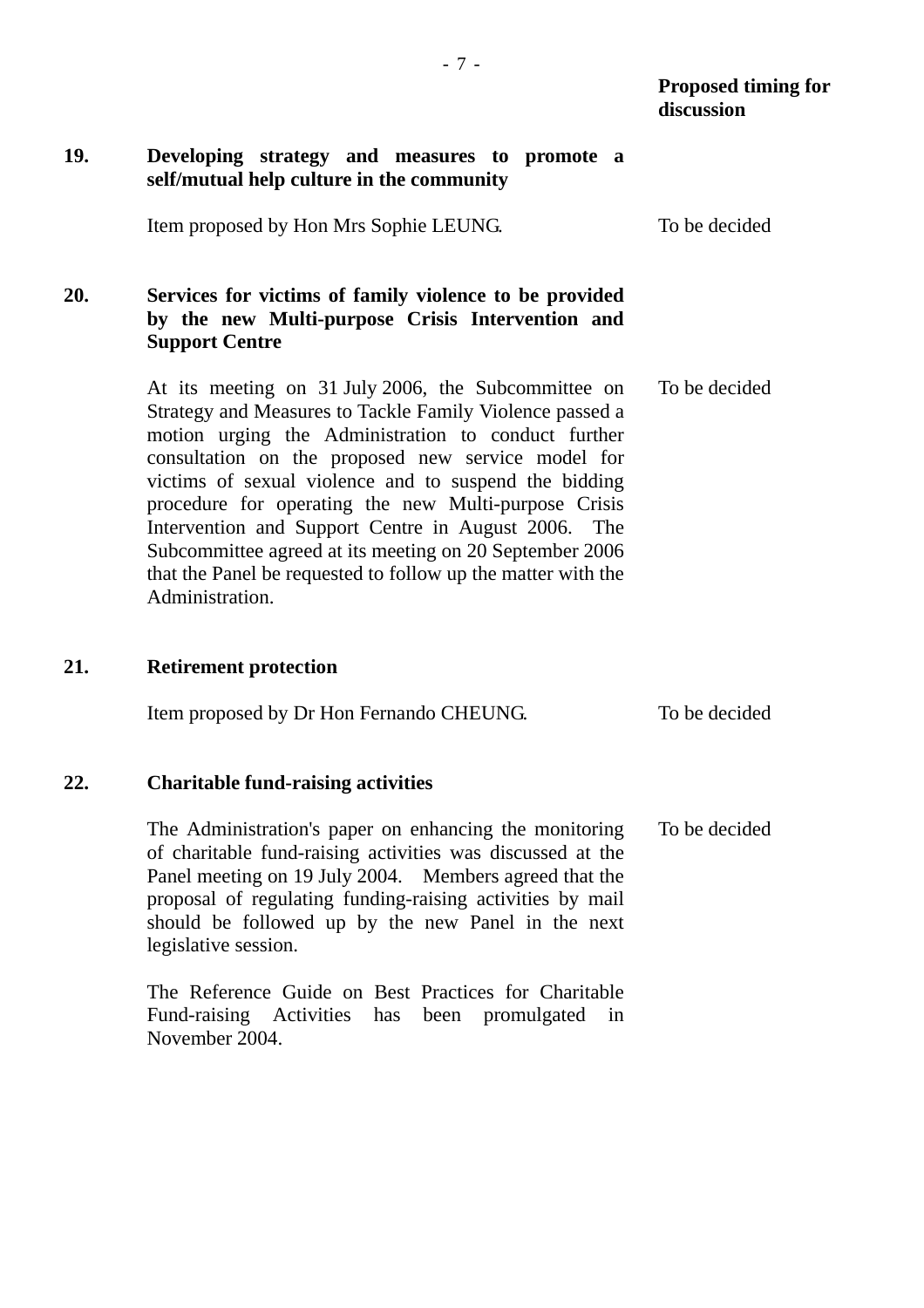| | | Proposed timing for discussion |
|---|---|---|
| **19.** | **Developing strategy and measures to promote a self/mutual help culture in the community** | |
| | Item proposed by Hon Mrs Sophie LEUNG. | To be decided |
| **20.** | **Services for victims of family violence to be provided by the new Multi-purpose Crisis Intervention and Support Centre** | |
| | At its meeting on 31 July 2006, the Subcommittee on Strategy and Measures to Tackle Family Violence passed a motion urging the Administration to conduct further consultation on the proposed new service model for victims of sexual violence and to suspend the bidding procedure for operating the new Multi-purpose Crisis Intervention and Support Centre in August 2006. The Subcommittee agreed at its meeting on 20 September 2006 that the Panel be requested to follow up the matter with the Administration. | To be decided |
| **21.** | **Retirement protection** | |
| | Item proposed by Dr Hon Fernando CHEUNG. | To be decided |
| **22.** | **Charitable fund-raising activities** | |
| | The Administration's paper on enhancing the monitoring of charitable fund-raising activities was discussed at the Panel meeting on 19 July 2004. Members agreed that the proposal of regulating funding-raising activities by mail should be followed up by the new Panel in the next legislative session. | To be decided |
| | The Reference Guide on Best Practices for Charitable Fund-raising Activities has been promulgated in November 2004. | |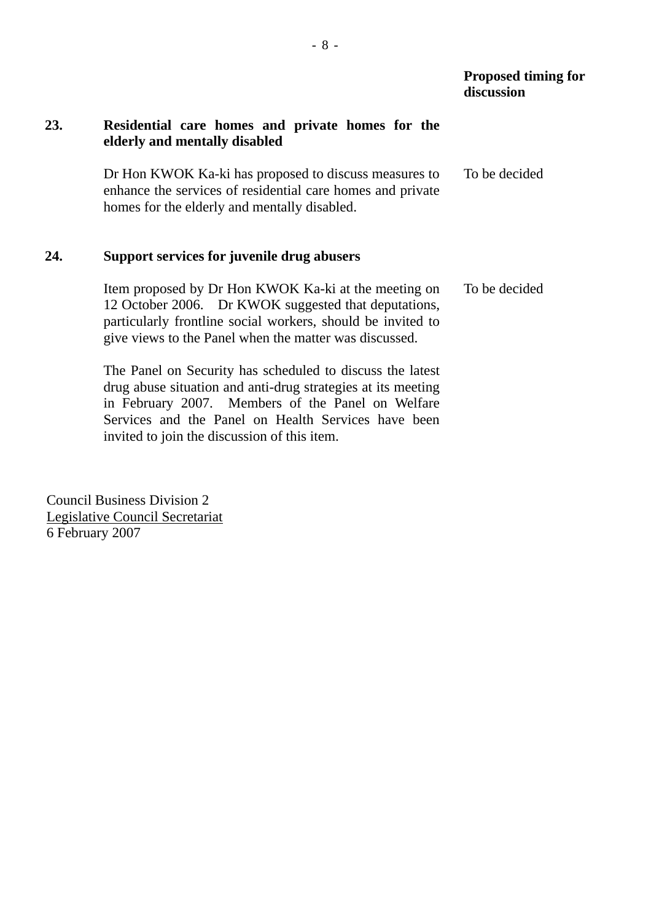| | | Proposed timing for discussion |
|---|---|---|
| **23.** | **Residential care homes and private homes for the elderly and mentally disabled** | |
| | Dr Hon KWOK Ka-ki has proposed to discuss measures to enhance the services of residential care homes and private homes for the elderly and mentally disabled. | To be decided |
| **24.** | **Support services for juvenile drug abusers** | |
| | Item proposed by Dr Hon KWOK Ka-ki at the meeting on 12 October 2006. Dr KWOK suggested that deputations, particularly frontline social workers, should be invited to give views to the Panel when the matter was discussed. | To be decided |
| | The Panel on Security has scheduled to discuss the latest drug abuse situation and anti-drug strategies at its meeting in February 2007. Members of the Panel on Welfare Services and the Panel on Health Services have been invited to join the discussion of this item. | |

Council Business Division 2
Legislative Council Secretariat
6 February 2007